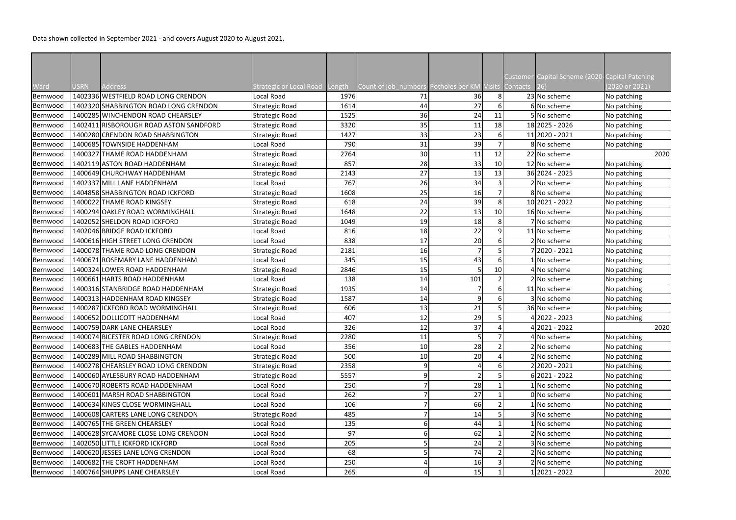Data shown collected in September 2021 - and covers August 2020 to August 2021.

| Ward | USRN | Address | Strategic or Local Road | Length | Count of job_numbers | Potholes per KM | Visits | Customer Contacts | Capital Scheme (2020-26) | Capital Patching (2020 or 2021) |
|---|---|---|---|---|---|---|---|---|---|---|
| Bernwood | 1402336 | WESTFIELD ROAD LONG CRENDON | Local Road | 1976 | 71 | 36 | 8 | 23 | No scheme | No patching |
| Bernwood | 1402320 | SHABBINGTON ROAD LONG CRENDON | Strategic Road | 1614 | 44 | 27 | 6 | 6 | No scheme | No patching |
| Bernwood | 1400285 | WINCHENDON ROAD CHEARSLEY | Strategic Road | 1525 | 36 | 24 | 11 | 5 | No scheme | No patching |
| Bernwood | 1402411 | RISBOROUGH ROAD ASTON SANDFORD | Strategic Road | 3320 | 35 | 11 | 18 | 18 | 2025 - 2026 | No patching |
| Bernwood | 1400280 | CRENDON ROAD SHABBINGTON | Strategic Road | 1427 | 33 | 23 | 6 | 11 | 2020 - 2021 | No patching |
| Bernwood | 1400685 | TOWNSIDE HADDENHAM | Local Road | 790 | 31 | 39 | 7 | 8 | No scheme | No patching |
| Bernwood | 1400327 | THAME ROAD HADDENHAM | Strategic Road | 2764 | 30 | 11 | 12 | 22 | No scheme | 2020 |
| Bernwood | 1402119 | ASTON ROAD HADDENHAM | Strategic Road | 857 | 28 | 33 | 10 | 12 | No scheme | No patching |
| Bernwood | 1400649 | CHURCHWAY HADDENHAM | Strategic Road | 2143 | 27 | 13 | 13 | 36 | 2024 - 2025 | No patching |
| Bernwood | 1402337 | MILL LANE HADDENHAM | Local Road | 767 | 26 | 34 | 3 | 2 | No scheme | No patching |
| Bernwood | 1404858 | SHABBINGTON ROAD ICKFORD | Strategic Road | 1608 | 25 | 16 | 7 | 8 | No scheme | No patching |
| Bernwood | 1400022 | THAME ROAD KINGSEY | Strategic Road | 618 | 24 | 39 | 8 | 10 | 2021 - 2022 | No patching |
| Bernwood | 1400294 | OAKLEY ROAD WORMINGHALL | Strategic Road | 1648 | 22 | 13 | 10 | 16 | No scheme | No patching |
| Bernwood | 1402052 | SHELDON ROAD ICKFORD | Strategic Road | 1049 | 19 | 18 | 8 | 7 | No scheme | No patching |
| Bernwood | 1402046 | BRIDGE ROAD ICKFORD | Local Road | 816 | 18 | 22 | 9 | 11 | No scheme | No patching |
| Bernwood | 1400616 | HIGH STREET LONG CRENDON | Local Road | 838 | 17 | 20 | 6 | 2 | No scheme | No patching |
| Bernwood | 1400078 | THAME ROAD LONG CRENDON | Strategic Road | 2181 | 16 | 7 | 5 | 7 | 2020 - 2021 | No patching |
| Bernwood | 1400671 | ROSEMARY LANE HADDENHAM | Local Road | 345 | 15 | 43 | 6 | 1 | No scheme | No patching |
| Bernwood | 1400324 | LOWER ROAD HADDENHAM | Strategic Road | 2846 | 15 | 5 | 10 | 4 | No scheme | No patching |
| Bernwood | 1400661 | HARTS ROAD HADDENHAM | Local Road | 138 | 14 | 101 | 2 | 2 | No scheme | No patching |
| Bernwood | 1400316 | STANBRIDGE ROAD HADDENHAM | Strategic Road | 1935 | 14 | 7 | 6 | 11 | No scheme | No patching |
| Bernwood | 1400313 | HADDENHAM ROAD KINGSEY | Strategic Road | 1587 | 14 | 9 | 6 | 3 | No scheme | No patching |
| Bernwood | 1400287 | ICKFORD ROAD WORMINGHALL | Strategic Road | 606 | 13 | 21 | 5 | 36 | No scheme | No patching |
| Bernwood | 1400652 | DOLLICOTT HADDENHAM | Local Road | 407 | 12 | 29 | 5 | 4 | 2022 - 2023 | No patching |
| Bernwood | 1400759 | DARK LANE CHEARSLEY | Local Road | 326 | 12 | 37 | 4 | 4 | 2021 - 2022 | 2020 |
| Bernwood | 1400074 | BICESTER ROAD LONG CRENDON | Strategic Road | 2280 | 11 | 5 | 7 | 4 | No scheme | No patching |
| Bernwood | 1400683 | THE GABLES HADDENHAM | Local Road | 356 | 10 | 28 | 2 | 2 | No scheme | No patching |
| Bernwood | 1400289 | MILL ROAD SHABBINGTON | Strategic Road | 500 | 10 | 20 | 4 | 2 | No scheme | No patching |
| Bernwood | 1400278 | CHEARSLEY ROAD LONG CRENDON | Strategic Road | 2358 | 9 | 4 | 6 | 2 | 2020 - 2021 | No patching |
| Bernwood | 1400060 | AYLESBURY ROAD HADDENHAM | Strategic Road | 5557 | 9 | 2 | 5 | 6 | 2021 - 2022 | No patching |
| Bernwood | 1400670 | ROBERTS ROAD HADDENHAM | Local Road | 250 | 7 | 28 | 1 | 1 | No scheme | No patching |
| Bernwood | 1400601 | MARSH ROAD SHABBINGTON | Local Road | 262 | 7 | 27 | 1 | 0 | No scheme | No patching |
| Bernwood | 1400634 | KINGS CLOSE WORMINGHALL | Local Road | 106 | 7 | 66 | 2 | 1 | No scheme | No patching |
| Bernwood | 1400608 | CARTERS LANE LONG CRENDON | Strategic Road | 485 | 7 | 14 | 5 | 3 | No scheme | No patching |
| Bernwood | 1400765 | THE GREEN CHEARSLEY | Local Road | 135 | 6 | 44 | 1 | 1 | No scheme | No patching |
| Bernwood | 1400628 | SYCAMORE CLOSE LONG CRENDON | Local Road | 97 | 6 | 62 | 1 | 2 | No scheme | No patching |
| Bernwood | 1402050 | LITTLE ICKFORD ICKFORD | Local Road | 205 | 5 | 24 | 2 | 3 | No scheme | No patching |
| Bernwood | 1400620 | JESSES LANE LONG CRENDON | Local Road | 68 | 5 | 74 | 2 | 2 | No scheme | No patching |
| Bernwood | 1400682 | THE CROFT HADDENHAM | Local Road | 250 | 4 | 16 | 3 | 2 | No scheme | No patching |
| Bernwood | 1400764 | SHUPPS LANE CHEARSLEY | Local Road | 265 | 4 | 15 | 1 | 1 | 2021 - 2022 | 2020 |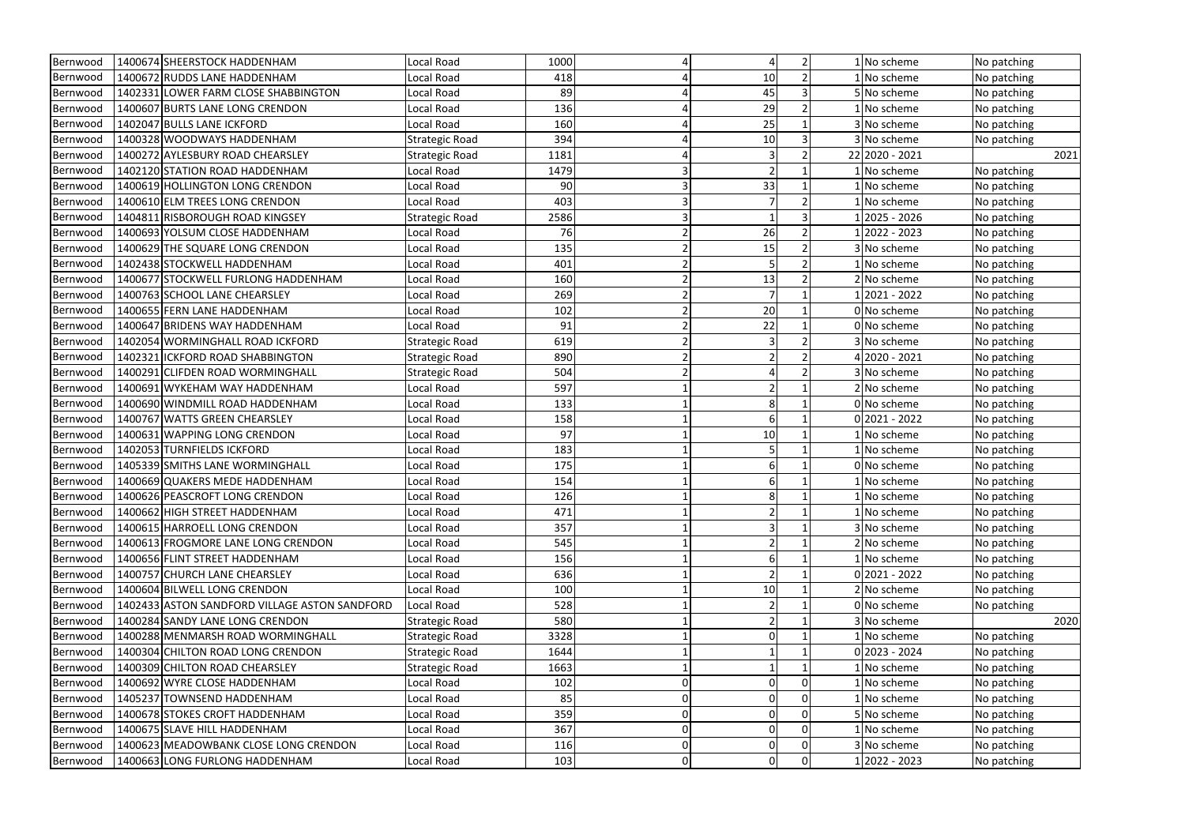| | | | | | | | | | | |
|---|---|---|---|---|---|---|---|---|---|---|
| Bernwood | 1400674 | SHEERSTOCK HADDENHAM | Local Road | 1000 | 4 | 4 | 2 | 1 | No scheme | No patching |
| Bernwood | 1400672 | RUDDS LANE HADDENHAM | Local Road | 418 | 4 | 10 | 2 | 1 | No scheme | No patching |
| Bernwood | 1402331 | LOWER FARM CLOSE SHABBINGTON | Local Road | 89 | 4 | 45 | 3 | 5 | No scheme | No patching |
| Bernwood | 1400607 | BURTS LANE LONG CRENDON | Local Road | 136 | 4 | 29 | 2 | 1 | No scheme | No patching |
| Bernwood | 1402047 | BULLS LANE ICKFORD | Local Road | 160 | 4 | 25 | 1 | 3 | No scheme | No patching |
| Bernwood | 1400328 | WOODWAYS HADDENHAM | Strategic Road | 394 | 4 | 10 | 3 | 3 | No scheme | No patching |
| Bernwood | 1400272 | AYLESBURY ROAD CHEARSLEY | Strategic Road | 1181 | 4 | 3 | 2 | 22 | 2020 - 2021 | 2021 |
| Bernwood | 1402120 | STATION ROAD HADDENHAM | Local Road | 1479 | 3 | 2 | 1 | 1 | No scheme | No patching |
| Bernwood | 1400619 | HOLLINGTON LONG CRENDON | Local Road | 90 | 3 | 33 | 1 | 1 | No scheme | No patching |
| Bernwood | 1400610 | ELM TREES LONG CRENDON | Local Road | 403 | 3 | 7 | 2 | 1 | No scheme | No patching |
| Bernwood | 1404811 | RISBOROUGH ROAD KINGSEY | Strategic Road | 2586 | 3 | 1 | 3 | 1 | 2025 - 2026 | No patching |
| Bernwood | 1400693 | YOLSUM CLOSE HADDENHAM | Local Road | 76 | 2 | 26 | 2 | 1 | 2022 - 2023 | No patching |
| Bernwood | 1400629 | THE SQUARE LONG CRENDON | Local Road | 135 | 2 | 15 | 2 | 3 | No scheme | No patching |
| Bernwood | 1402438 | STOCKWELL HADDENHAM | Local Road | 401 | 2 | 5 | 2 | 1 | No scheme | No patching |
| Bernwood | 1400677 | STOCKWELL FURLONG HADDENHAM | Local Road | 160 | 2 | 13 | 2 | 2 | No scheme | No patching |
| Bernwood | 1400763 | SCHOOL LANE CHEARSLEY | Local Road | 269 | 2 | 7 | 1 | 1 | 2021 - 2022 | No patching |
| Bernwood | 1400655 | FERN LANE HADDENHAM | Local Road | 102 | 2 | 20 | 1 | 0 | No scheme | No patching |
| Bernwood | 1400647 | BRIDENS WAY HADDENHAM | Local Road | 91 | 2 | 22 | 1 | 0 | No scheme | No patching |
| Bernwood | 1402054 | WORMINGHALL ROAD ICKFORD | Strategic Road | 619 | 2 | 3 | 2 | 3 | No scheme | No patching |
| Bernwood | 1402321 | ICKFORD ROAD SHABBINGTON | Strategic Road | 890 | 2 | 2 | 2 | 4 | 2020 - 2021 | No patching |
| Bernwood | 1400291 | CLIFDEN ROAD WORMINGHALL | Strategic Road | 504 | 2 | 4 | 2 | 3 | No scheme | No patching |
| Bernwood | 1400691 | WYKEHAM WAY HADDENHAM | Local Road | 597 | 1 | 2 | 1 | 2 | No scheme | No patching |
| Bernwood | 1400690 | WINDMILL ROAD HADDENHAM | Local Road | 133 | 1 | 8 | 1 | 0 | No scheme | No patching |
| Bernwood | 1400767 | WATTS GREEN CHEARSLEY | Local Road | 158 | 1 | 6 | 1 | 0 | 2021 - 2022 | No patching |
| Bernwood | 1400631 | WAPPING LONG CRENDON | Local Road | 97 | 1 | 10 | 1 | 1 | No scheme | No patching |
| Bernwood | 1402053 | TURNFIELDS ICKFORD | Local Road | 183 | 1 | 5 | 1 | 1 | No scheme | No patching |
| Bernwood | 1405339 | SMITHS LANE WORMINGHALL | Local Road | 175 | 1 | 6 | 1 | 0 | No scheme | No patching |
| Bernwood | 1400669 | QUAKERS MEDE HADDENHAM | Local Road | 154 | 1 | 6 | 1 | 1 | No scheme | No patching |
| Bernwood | 1400626 | PEASCROFT LONG CRENDON | Local Road | 126 | 1 | 8 | 1 | 1 | No scheme | No patching |
| Bernwood | 1400662 | HIGH STREET HADDENHAM | Local Road | 471 | 1 | 2 | 1 | 1 | No scheme | No patching |
| Bernwood | 1400615 | HARROELL LONG CRENDON | Local Road | 357 | 1 | 3 | 1 | 3 | No scheme | No patching |
| Bernwood | 1400613 | FROGMORE LANE LONG CRENDON | Local Road | 545 | 1 | 2 | 1 | 2 | No scheme | No patching |
| Bernwood | 1400656 | FLINT STREET HADDENHAM | Local Road | 156 | 1 | 6 | 1 | 1 | No scheme | No patching |
| Bernwood | 1400757 | CHURCH LANE CHEARSLEY | Local Road | 636 | 1 | 2 | 1 | 0 | 2021 - 2022 | No patching |
| Bernwood | 1400604 | BILWELL LONG CRENDON | Local Road | 100 | 1 | 10 | 1 | 2 | No scheme | No patching |
| Bernwood | 1402433 | ASTON SANDFORD VILLAGE ASTON SANDFORD | Local Road | 528 | 1 | 2 | 1 | 0 | No scheme | No patching |
| Bernwood | 1400284 | SANDY LANE LONG CRENDON | Strategic Road | 580 | 1 | 2 | 1 | 3 | No scheme | 2020 |
| Bernwood | 1400288 | MENMARSH ROAD WORMINGHALL | Strategic Road | 3328 | 1 | 0 | 1 | 1 | No scheme | No patching |
| Bernwood | 1400304 | CHILTON ROAD LONG CRENDON | Strategic Road | 1644 | 1 | 1 | 1 | 0 | 2023 - 2024 | No patching |
| Bernwood | 1400309 | CHILTON ROAD CHEARSLEY | Strategic Road | 1663 | 1 | 1 | 1 | 1 | No scheme | No patching |
| Bernwood | 1400692 | WYRE CLOSE HADDENHAM | Local Road | 102 | 0 | 0 | 0 | 1 | No scheme | No patching |
| Bernwood | 1405237 | TOWNSEND HADDENHAM | Local Road | 85 | 0 | 0 | 0 | 1 | No scheme | No patching |
| Bernwood | 1400678 | STOKES CROFT HADDENHAM | Local Road | 359 | 0 | 0 | 0 | 5 | No scheme | No patching |
| Bernwood | 1400675 | SLAVE HILL HADDENHAM | Local Road | 367 | 0 | 0 | 0 | 1 | No scheme | No patching |
| Bernwood | 1400623 | MEADOWBANK CLOSE LONG CRENDON | Local Road | 116 | 0 | 0 | 0 | 3 | No scheme | No patching |
| Bernwood | 1400663 | LONG FURLONG HADDENHAM | Local Road | 103 | 0 | 0 | 0 | 1 | 2022 - 2023 | No patching |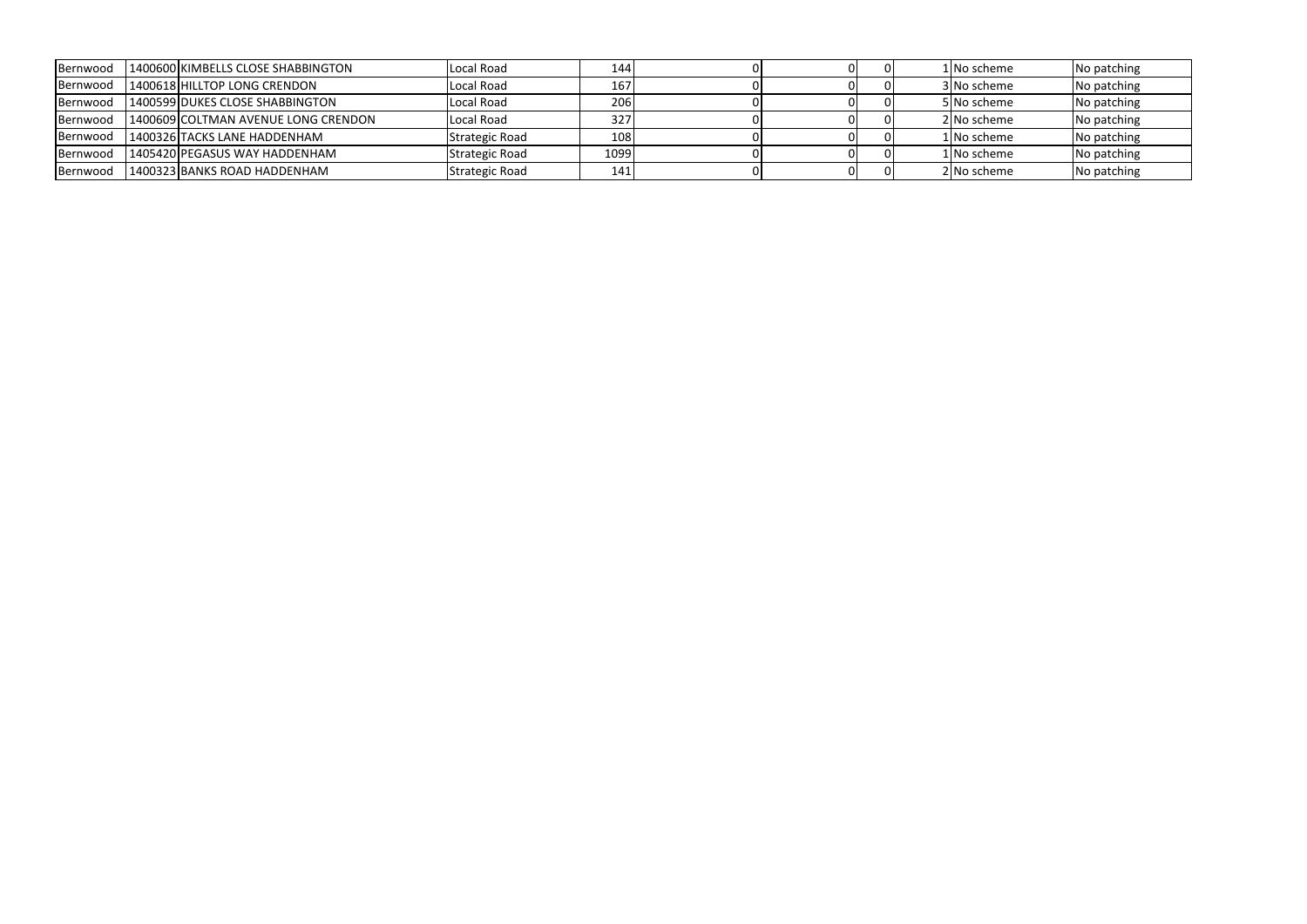| | | | | | | | | | | |
|---|---|---|---|---|---|---|---|---|---|---|
| Bernwood | 1400600 | KIMBELLS CLOSE SHABBINGTON | Local Road | 144 | 0 | 0 | 0 | 1 | No scheme | No patching |
| Bernwood | 1400618 | HILLTOP LONG CRENDON | Local Road | 167 | 0 | 0 | 0 | 3 | No scheme | No patching |
| Bernwood | 1400599 | DUKES CLOSE SHABBINGTON | Local Road | 206 | 0 | 0 | 0 | 5 | No scheme | No patching |
| Bernwood | 1400609 | COLTMAN AVENUE LONG CRENDON | Local Road | 327 | 0 | 0 | 0 | 2 | No scheme | No patching |
| Bernwood | 1400326 | TACKS LANE HADDENHAM | Strategic Road | 108 | 0 | 0 | 0 | 1 | No scheme | No patching |
| Bernwood | 1405420 | PEGASUS WAY HADDENHAM | Strategic Road | 1099 | 0 | 0 | 0 | 1 | No scheme | No patching |
| Bernwood | 1400323 | BANKS ROAD HADDENHAM | Strategic Road | 141 | 0 | 0 | 0 | 2 | No scheme | No patching |